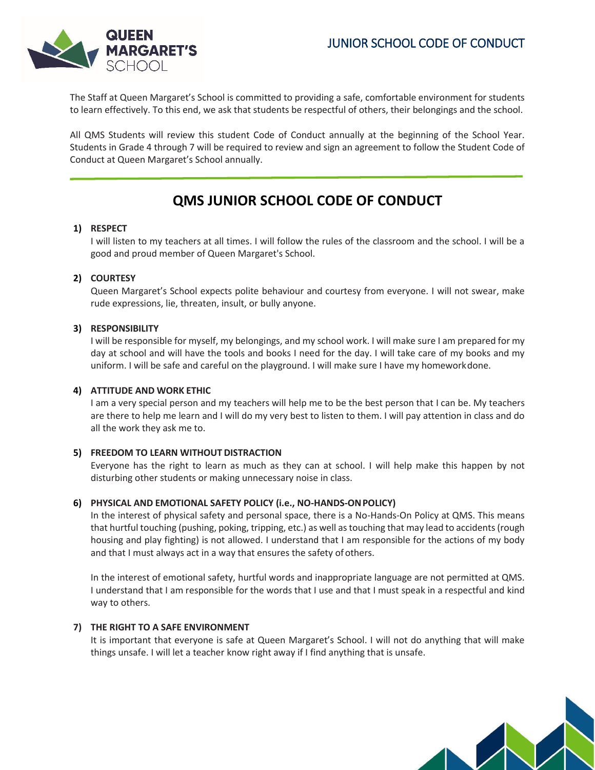# JUNIOR SCHOOL CODE OF CONDUCT

The Staff at Queen Margaret's School is committed to providing a safe, comfortable environment for students to learn effectively. To this end, we ask that students be respectful of others, their belongings and the school.

All QMS Students will review this student Code of Conduct annually at the beginning of the School Year. Students in Grade 4 through 7 will be required to review and sign an agreement to follow the Student Code of Conduct at Queen Margaret's School annually.

---

## QMS JUNIOR SCHOOL CODE OF CONDUCT

1) **RESPECT**

   I will listen to my teachers at all times. I will follow the rules of the classroom and the school. I will be a good and proud member of Queen Margaret's School.

2) **COURTESY**

   Queen Margaret's School expects polite behaviour and courtesy from everyone. I will not swear, make rude expressions, lie, threaten, insult, or bully anyone.

3) **RESPONSIBILITY**

   I will be responsible for myself, my belongings, and my school work. I will make sure I am prepared for my day at school and will have the tools and books I need for the day. I will take care of my books and my uniform. I will be safe and careful on the playground. I will make sure I have my homework done.

4) **ATTITUDE AND WORK ETHIC**

   I am a very special person and my teachers will help me to be the best person that I can be. My teachers are there to help me learn and I will do my very best to listen to them. I will pay attention in class and do all the work they ask me to.

5) **FREEDOM TO LEARN WITHOUT DISTRACTION**

   Everyone has the right to learn as much as they can at school. I will help make this happen by not disturbing other students or making unnecessary noise in class.

6) **PHYSICAL AND EMOTIONAL SAFETY POLICY (i.e., NO-HANDS-ON POLICY)**

   In the interest of physical safety and personal space, there is a No-Hands-On Policy at QMS. This means that hurtful touching (pushing, poking, tripping, etc.) as well as touching that may lead to accidents (rough housing and play fighting) is not allowed. I understand that I am responsible for the actions of my body and that I must always act in a way that ensures the safety of others.

   In the interest of emotional safety, hurtful words and inappropriate language are not permitted at QMS. I understand that I am responsible for the words that I use and that I must speak in a respectful and kind way to others.

7) **THE RIGHT TO A SAFE ENVIRONMENT**

   It is important that everyone is safe at Queen Margaret's School. I will not do anything that will make things unsafe. I will let a teacher know right away if I find anything that is unsafe.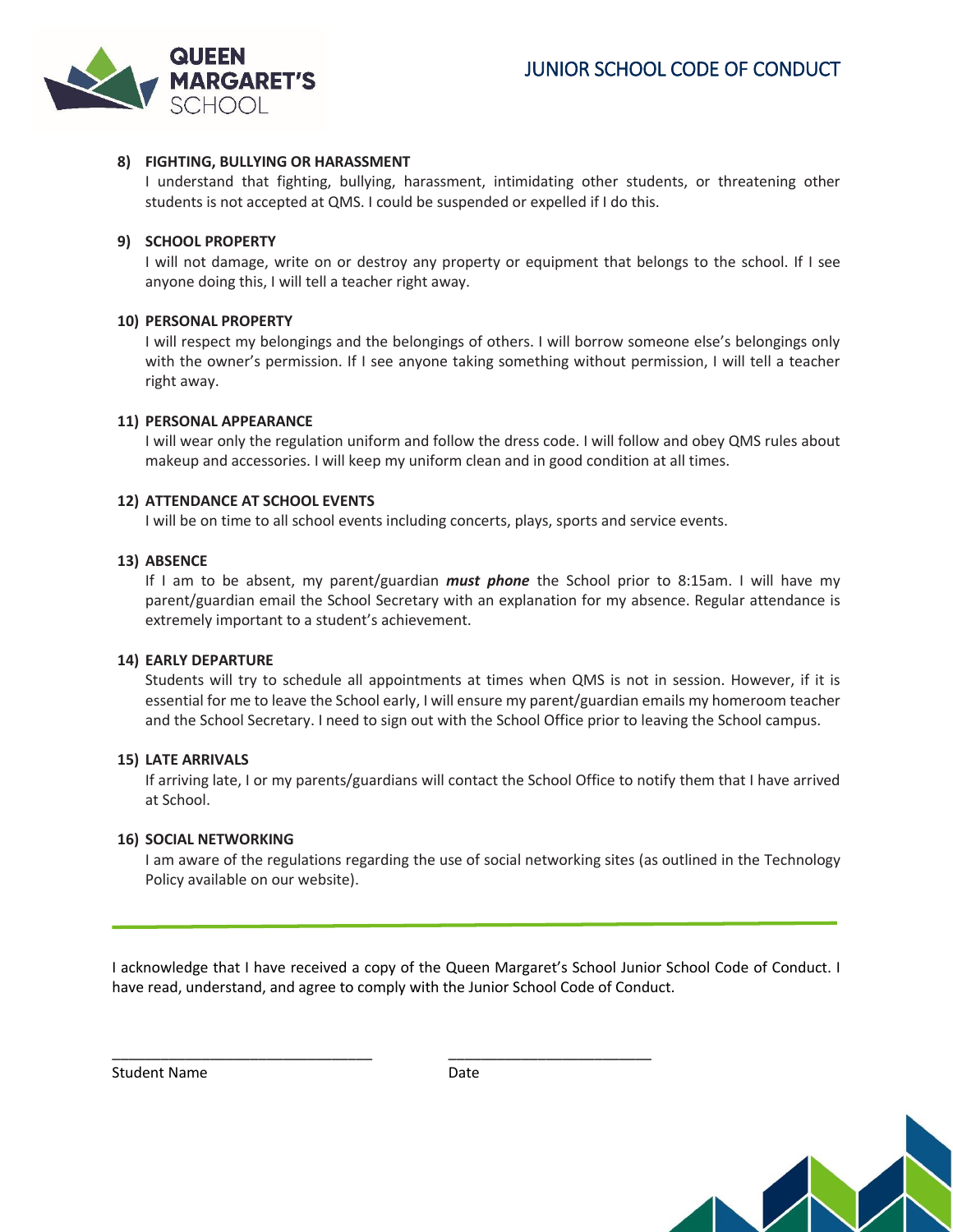## JUNIOR SCHOOL CODE OF CONDUCT

**8) FIGHTING, BULLYING OR HARASSMENT**

I understand that fighting, bullying, harassment, intimidating other students, or threatening other students is not accepted at QMS. I could be suspended or expelled if I do this.

**9) SCHOOL PROPERTY**

I will not damage, write on or destroy any property or equipment that belongs to the school. If I see anyone doing this, I will tell a teacher right away.

**10) PERSONAL PROPERTY**

I will respect my belongings and the belongings of others. I will borrow someone else's belongings only with the owner's permission. If I see anyone taking something without permission, I will tell a teacher right away.

**11) PERSONAL APPEARANCE**

I will wear only the regulation uniform and follow the dress code. I will follow and obey QMS rules about makeup and accessories. I will keep my uniform clean and in good condition at all times.

**12) ATTENDANCE AT SCHOOL EVENTS**

I will be on time to all school events including concerts, plays, sports and service events.

**13) ABSENCE**

If I am to be absent, my parent/guardian ***must phone*** the School prior to 8:15am. I will have my parent/guardian email the School Secretary with an explanation for my absence. Regular attendance is extremely important to a student's achievement.

**14) EARLY DEPARTURE**

Students will try to schedule all appointments at times when QMS is not in session. However, if it is essential for me to leave the School early, I will ensure my parent/guardian emails my homeroom teacher and the School Secretary. I need to sign out with the School Office prior to leaving the School campus.

**15) LATE ARRIVALS**

If arriving late, I or my parents/guardians will contact the School Office to notify them that I have arrived at School.

**16) SOCIAL NETWORKING**

I am aware of the regulations regarding the use of social networking sites (as outlined in the Technology Policy available on our website).

---

I acknowledge that I have received a copy of the Queen Margaret's School Junior School Code of Conduct. I have read, understand, and agree to comply with the Junior School Code of Conduct.

\_\_\_\_\_\_\_\_\_\_\_\_\_\_\_\_\_\_\_\_\_\_\_\_\_\_\_\_\_\_\_\_ &nbsp;&nbsp;&nbsp;&nbsp; \_\_\_\_\_\_\_\_\_\_\_\_\_\_\_\_\_\_\_\_\_\_\_\_\_\_

Student Name &nbsp;&nbsp;&nbsp;&nbsp; Date